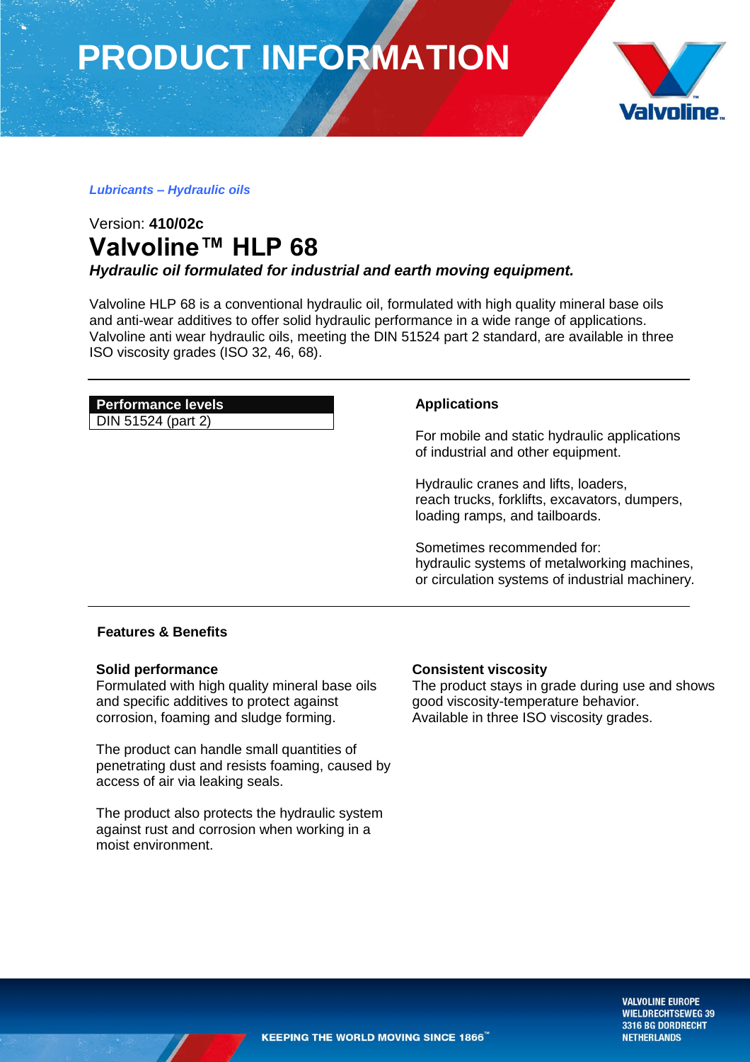# PRODUCT INFORMATION

***Lubricants – Hydraulic oils***

Version: **410/02c**

# Valvoline™ HLP 68

***Hydraulic oil formulated for industrial and earth moving equipment.***

Valvoline HLP 68 is a conventional hydraulic oil, formulated with high quality mineral base oils and anti-wear additives to offer solid hydraulic performance in a wide range of applications. Valvoline anti wear hydraulic oils, meeting the DIN 51524 part 2 standard, are available in three ISO viscosity grades (ISO 32, 46, 68).

| Performance levels |
| --- |
| DIN 51524 (part 2) |

**Applications**

For mobile and static hydraulic applications of industrial and other equipment.

Hydraulic cranes and lifts, loaders, reach trucks, forklifts, excavators, dumpers, loading ramps, and tailboards.

Sometimes recommended for:
hydraulic systems of metalworking machines, or circulation systems of industrial machinery.

## Features & Benefits

**Solid performance**
Formulated with high quality mineral base oils and specific additives to protect against corrosion, foaming and sludge forming.

The product can handle small quantities of penetrating dust and resists foaming, caused by access of air via leaking seals.

The product also protects the hydraulic system against rust and corrosion when working in a moist environment.

**Consistent viscosity**
The product stays in grade during use and shows good viscosity-temperature behavior.
Available in three ISO viscosity grades.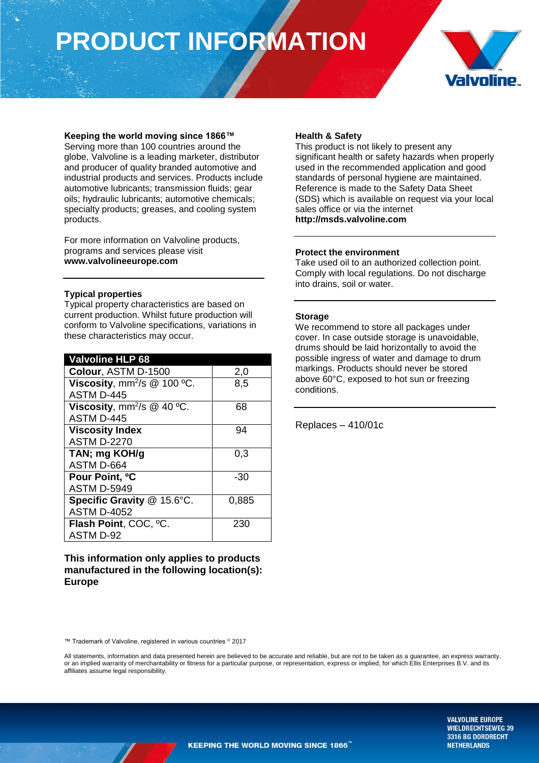# PRODUCT INFORMATION

**Keeping the world moving since 1866™**
Serving more than 100 countries around the globe, Valvoline is a leading marketer, distributor and producer of quality branded automotive and industrial products and services. Products include automotive lubricants; transmission fluids; gear oils; hydraulic lubricants; automotive chemicals; specialty products; greases, and cooling system products.

For more information on Valvoline products, programs and services please visit **www.valvolineeurope.com**

**Typical properties**
Typical property characteristics are based on current production. Whilst future production will conform to Valvoline specifications, variations in these characteristics may occur.

| Valvoline HLP 68 | |
|---|---|
| **Colour**, ASTM D-1500 | 2,0 |
| **Viscosity**, mm²/s @ 100 ºC. ASTM D-445 | 8,5 |
| **Viscosity**, mm²/s @ 40 ºC. ASTM D-445 | 68 |
| **Viscosity Index** ASTM D-2270 | 94 |
| **TAN; mg KOH/g** ASTM D-664 | 0,3 |
| **Pour Point, ºC** ASTM D-5949 | -30 |
| **Specific Gravity** @ 15.6°C. ASTM D-4052 | 0,885 |
| **Flash Point**, COC, ºC. ASTM D-92 | 230 |

**This information only applies to products manufactured in the following location(s): Europe**

**Health & Safety**
This product is not likely to present any significant health or safety hazards when properly used in the recommended application and good standards of personal hygiene are maintained. Reference is made to the Safety Data Sheet (SDS) which is available on request via your local sales office or via the internet **http://msds.valvoline.com**

**Protect the environment**
Take used oil to an authorized collection point. Comply with local regulations. Do not discharge into drains, soil or water.

**Storage**
We recommend to store all packages under cover. In case outside storage is unavoidable, drums should be laid horizontally to avoid the possible ingress of water and damage to drum markings. Products should never be stored above 60°C, exposed to hot sun or freezing conditions.

Replaces – 410/01c

™ Trademark of Valvoline, registered in various countries © 2017

All statements, information and data presented herein are believed to be accurate and reliable, but are not to be taken as a guarantee, an express warranty, or an implied warranty of merchantability or fitness for a particular purpose, or representation, express or implied, for which Ellis Enterprises B.V. and its affiliates assume legal responsibility.

KEEPING THE WORLD MOVING SINCE 1866™

VALVOLINE EUROPE
WIELDRECHTSEWEG 39
3316 BG DORDRECHT
NETHERLANDS